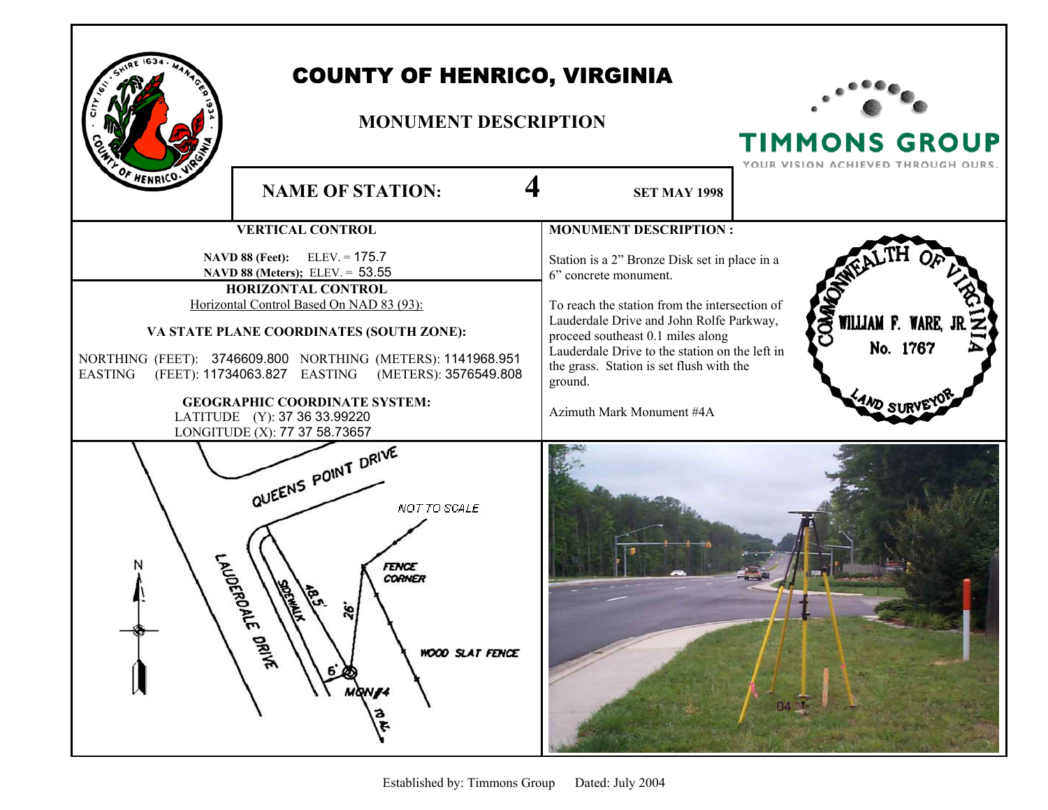# COUNTY OF HENRICO, VIRGINIA

## MONUMENT DESCRIPTION

**NAME OF STATION:** **4** **SET MAY 1998**

### VERTICAL CONTROL

**NAVD 88 (Feet):** ELEV. = 175.7
**NAVD 88 (Meters);** ELEV. = 53.55

### HORIZONTAL CONTROL

Horizontal Control Based On NAD 83 (93):

**VA STATE PLANE COORDINATES (SOUTH ZONE):**

NORTHING (FEET): 3746609.800 NORTHING (METERS): 1141968.951
EASTING (FEET): 11734063.827 EASTING (METERS): 3576549.808

**GEOGRAPHIC COORDINATE SYSTEM:**

LATITUDE (Y): 37 36 33.99220
LONGITUDE (X): 77 37 58.73657

### MONUMENT DESCRIPTION :

Station is a 2" Bronze Disk set in place in a 6" concrete monument.

To reach the station from the intersection of Lauderdale Drive and John Rolfe Parkway, proceed southeast 0.1 miles along Lauderdale Drive to the station on the left in the grass. Station is set flush with the ground.

Azimuth Mark Monument #4A

COMMONWEALTH OF VIRGINIA
WILLIAM F. WARE, JR.
No. 1767
LAND SURVEYOR

QUEENS POINT DRIVE
NOT TO SCALE
N
FENCE CORNER
LAUDERDALE DRIVE
SIDEWALK
48.5'
26'
WOOD SLAT FENCE
6'
MON#4
TO 4A

Established by: Timmons Group Dated: July 2004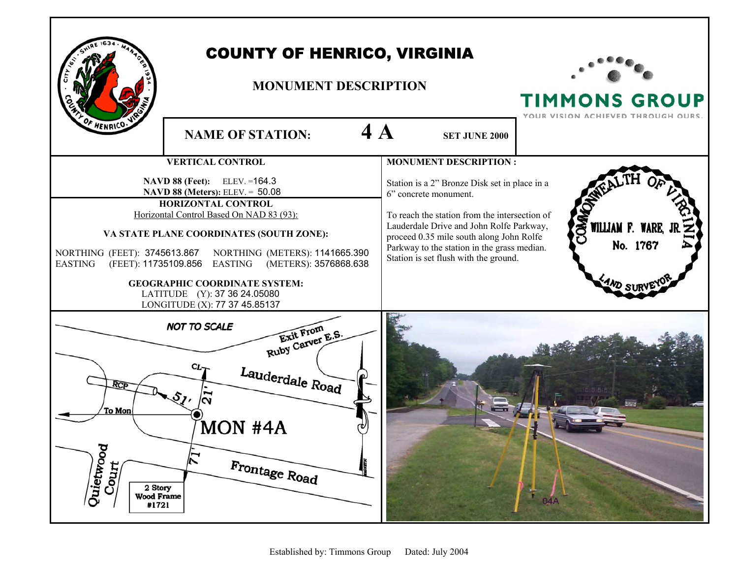# COUNTY OF HENRICO, VIRGINIA

## MONUMENT DESCRIPTION

**NAME OF STATION:** **4 A** **SET JUNE 2000**

**VERTICAL CONTROL**

**NAVD 88 (Feet):** ELEV. =164.3
**NAVD 88 (Meters):** ELEV. = 50.08

**HORIZONTAL CONTROL**

Horizontal Control Based On NAD 83 (93):

**VA STATE PLANE COORDINATES (SOUTH ZONE):**

NORTHING (FEET): 3745613.867 NORTHING (METERS): 1141665.390
EASTING (FEET): 11735109.856 EASTING (METERS): 3576868.638

**GEOGRAPHIC COORDINATE SYSTEM:**

LATITUDE (Y): 37 36 24.05080
LONGITUDE (X): 77 37 45.85137

**MONUMENT DESCRIPTION :**

Station is a 2" Bronze Disk set in place in a 6" concrete monument.

To reach the station from the intersection of Lauderdale Drive and John Rolfe Parkway, proceed 0.35 mile south along John Rolfe Parkway to the station in the grass median. Station is set flush with the ground.

COMMONWEALTH OF VIRGINIA
WILLIAM F. WARE, JR.
No. 1767
LAND SURVEYOR

NOT TO SCALE
Exit From Ruby Carver E.S.
Lauderdale Road
CL
RCP
51'
21'
To Mon
MON #4A
71'
Frontage Road
Quietwood Court
2 Story Wood Frame #1721

04A

Established by: Timmons Group Dated: July 2004